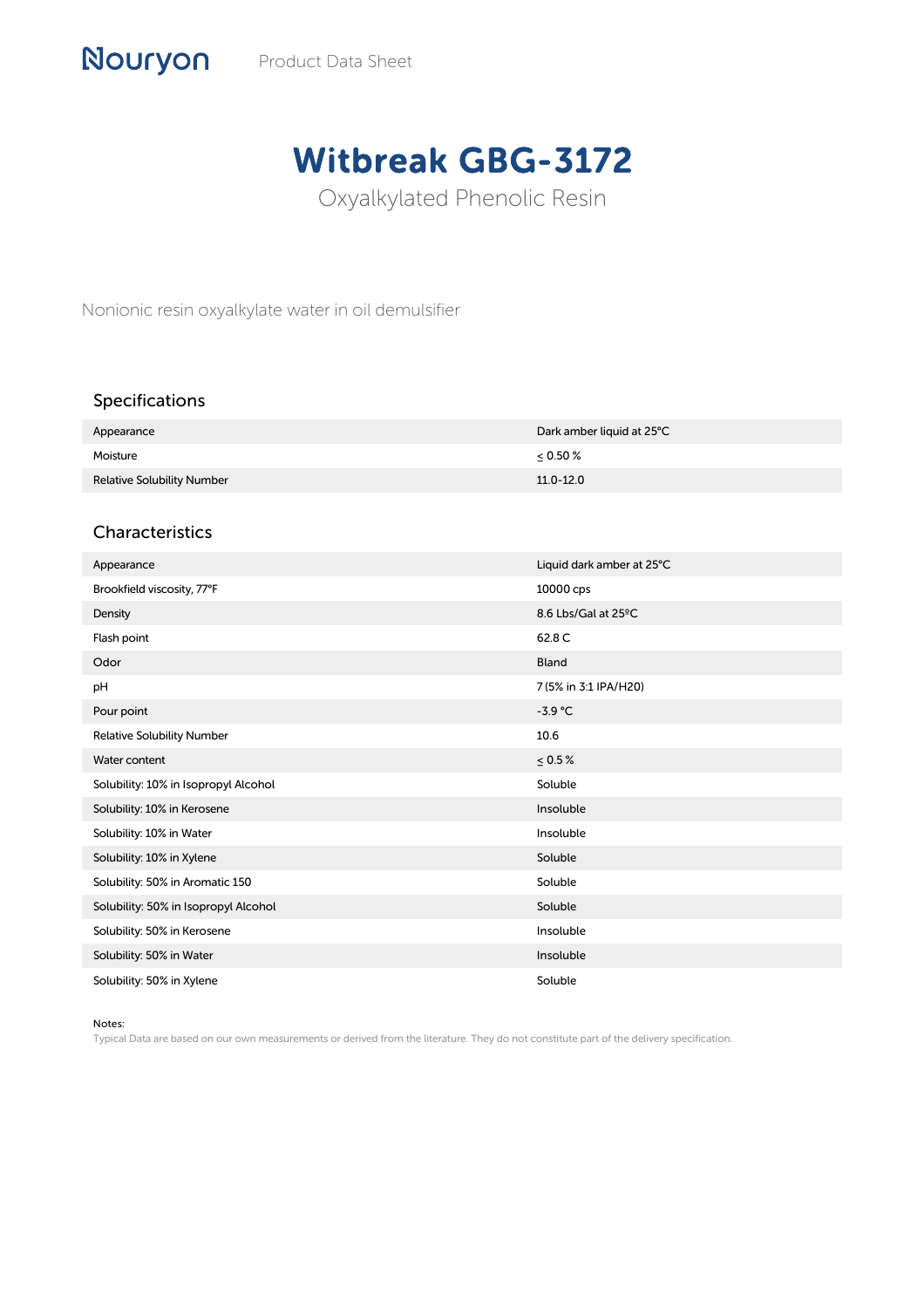Nouryon Product Data Sheet

# Witbreak GBG-3172

Oxyalkylated Phenolic Resin

Nonionic resin oxyalkylate water in oil demulsifier

## Specifications

| | |
|---|---|
| Appearance | Dark amber liquid at 25°C |
| Moisture | ≤ 0.50 % |
| Relative Solubility Number | 11.0-12.0 |

## Characteristics

| | |
|---|---|
| Appearance | Liquid dark amber at 25°C |
| Brookfield viscosity, 77°F | 10000 cps |
| Density | 8.6 Lbs/Gal at 25ºC |
| Flash point | 62.8 C |
| Odor | Bland |
| pH | 7 (5% in 3:1 IPA/H20) |
| Pour point | -3.9 °C |
| Relative Solubility Number | 10.6 |
| Water content | ≤ 0.5 % |
| Solubility: 10% in Isopropyl Alcohol | Soluble |
| Solubility: 10% in Kerosene | Insoluble |
| Solubility: 10% in Water | Insoluble |
| Solubility: 10% in Xylene | Soluble |
| Solubility: 50% in Aromatic 150 | Soluble |
| Solubility: 50% in Isopropyl Alcohol | Soluble |
| Solubility: 50% in Kerosene | Insoluble |
| Solubility: 50% in Water | Insoluble |
| Solubility: 50% in Xylene | Soluble |

Notes:

Typical Data are based on our own measurements or derived from the literature. They do not constitute part of the delivery specification.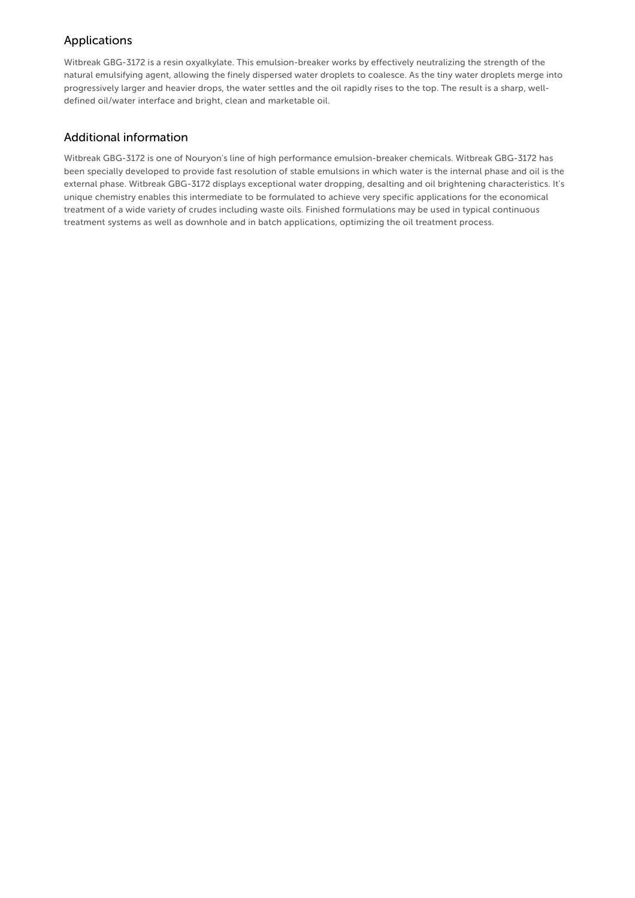## Applications

Witbreak GBG-3172 is a resin oxyalkylate. This emulsion-breaker works by effectively neutralizing the strength of the natural emulsifying agent, allowing the finely dispersed water droplets to coalesce. As the tiny water droplets merge into progressively larger and heavier drops, the water settles and the oil rapidly rises to the top. The result is a sharp, well-defined oil/water interface and bright, clean and marketable oil.

## Additional information

Witbreak GBG-3172 is one of Nouryon's line of high performance emulsion-breaker chemicals. Witbreak GBG-3172 has been specially developed to provide fast resolution of stable emulsions in which water is the internal phase and oil is the external phase. Witbreak GBG-3172 displays exceptional water dropping, desalting and oil brightening characteristics. It's unique chemistry enables this intermediate to be formulated to achieve very specific applications for the economical treatment of a wide variety of crudes including waste oils. Finished formulations may be used in typical continuous treatment systems as well as downhole and in batch applications, optimizing the oil treatment process.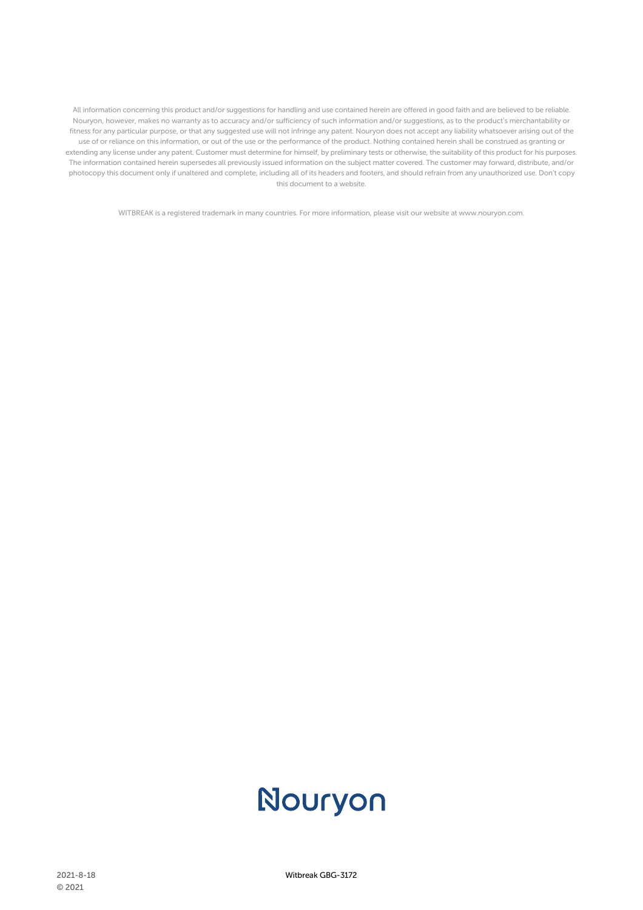All information concerning this product and/or suggestions for handling and use contained herein are offered in good faith and are believed to be reliable. Nouryon, however, makes no warranty as to accuracy and/or sufficiency of such information and/or suggestions, as to the product's merchantability or fitness for any particular purpose, or that any suggested use will not infringe any patent. Nouryon does not accept any liability whatsoever arising out of the use of or reliance on this information, or out of the use or the performance of the product. Nothing contained herein shall be construed as granting or extending any license under any patent. Customer must determine for himself, by preliminary tests or otherwise, the suitability of this product for his purposes. The information contained herein supersedes all previously issued information on the subject matter covered. The customer may forward, distribute, and/or photocopy this document only if unaltered and complete, including all of its headers and footers, and should refrain from any unauthorized use. Don't copy this document to a website.

WITBREAK is a registered trademark in many countries. For more information, please visit our website at www.nouryon.com.

Nouryon

2021-8-18
© 2021

Witbreak GBG-3172